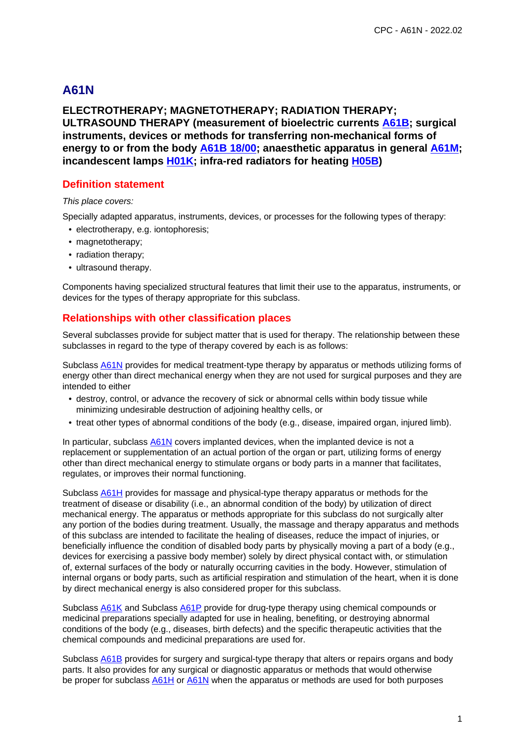# A61N

## ELECTROTHERAPY; MAGNETOTHERAPY; RADIATION THERAPY; ULTRASOUND THERAPY (measurement of bioelectric currents A61B; surgical instruments, devices or methods for transferring non-mechanical forms of energy to or from the body A61B 18/00; anaesthetic apparatus in general A61M; incandescent lamps H01K; infra-red radiators for heating H05B)

### Definition statement

*This place covers:*

Specially adapted apparatus, instruments, devices, or processes for the following types of therapy:

- electrotherapy, e.g. iontophoresis;
- magnetotherapy;
- radiation therapy;
- ultrasound therapy.

Components having specialized structural features that limit their use to the apparatus, instruments, or devices for the types of therapy appropriate for this subclass.

### Relationships with other classification places

Several subclasses provide for subject matter that is used for therapy. The relationship between these subclasses in regard to the type of therapy covered by each is as follows:

Subclass A61N provides for medical treatment-type therapy by apparatus or methods utilizing forms of energy other than direct mechanical energy when they are not used for surgical purposes and they are intended to either

- destroy, control, or advance the recovery of sick or abnormal cells within body tissue while minimizing undesirable destruction of adjoining healthy cells, or
- treat other types of abnormal conditions of the body (e.g., disease, impaired organ, injured limb).

In particular, subclass A61N covers implanted devices, when the implanted device is not a replacement or supplementation of an actual portion of the organ or part, utilizing forms of energy other than direct mechanical energy to stimulate organs or body parts in a manner that facilitates, regulates, or improves their normal functioning.

Subclass A61H provides for massage and physical-type therapy apparatus or methods for the treatment of disease or disability (i.e., an abnormal condition of the body) by utilization of direct mechanical energy. The apparatus or methods appropriate for this subclass do not surgically alter any portion of the bodies during treatment. Usually, the massage and therapy apparatus and methods of this subclass are intended to facilitate the healing of diseases, reduce the impact of injuries, or beneficially influence the condition of disabled body parts by physically moving a part of a body (e.g., devices for exercising a passive body member) solely by direct physical contact with, or stimulation of, external surfaces of the body or naturally occurring cavities in the body. However, stimulation of internal organs or body parts, such as artificial respiration and stimulation of the heart, when it is done by direct mechanical energy is also considered proper for this subclass.

Subclass A61K and Subclass A61P provide for drug-type therapy using chemical compounds or medicinal preparations specially adapted for use in healing, benefiting, or destroying abnormal conditions of the body (e.g., diseases, birth defects) and the specific therapeutic activities that the chemical compounds and medicinal preparations are used for.

Subclass A61B provides for surgery and surgical-type therapy that alters or repairs organs and body parts. It also provides for any surgical or diagnostic apparatus or methods that would otherwise be proper for subclass A61H or A61N when the apparatus or methods are used for both purposes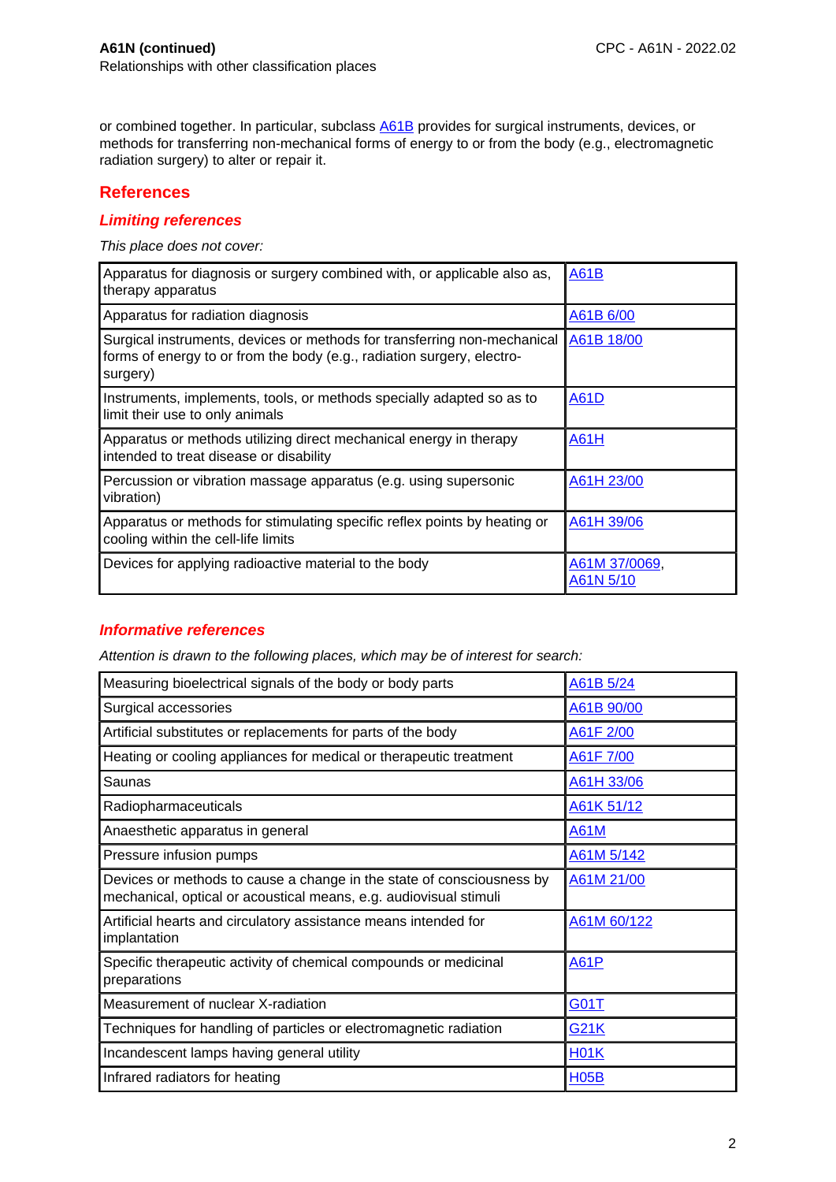or combined together. In particular, subclass A61B provides for surgical instruments, devices, or methods for transferring non-mechanical forms of energy to or from the body (e.g., electromagnetic radiation surgery) to alter or repair it.

## References

### *Limiting references*

*This place does not cover:*

| | |
|---|---|
| Apparatus for diagnosis or surgery combined with, or applicable also as, therapy apparatus | A61B |
| Apparatus for radiation diagnosis | A61B 6/00 |
| Surgical instruments, devices or methods for transferring non-mechanical forms of energy to or from the body (e.g., radiation surgery, electro-surgery) | A61B 18/00 |
| Instruments, implements, tools, or methods specially adapted so as to limit their use to only animals | A61D |
| Apparatus or methods utilizing direct mechanical energy in therapy intended to treat disease or disability | A61H |
| Percussion or vibration massage apparatus (e.g. using supersonic vibration) | A61H 23/00 |
| Apparatus or methods for stimulating specific reflex points by heating or cooling within the cell-life limits | A61H 39/06 |
| Devices for applying radioactive material to the body | A61M 37/0069, A61N 5/10 |

### *Informative references*

*Attention is drawn to the following places, which may be of interest for search:*

| | |
|---|---|
| Measuring bioelectrical signals of the body or body parts | A61B 5/24 |
| Surgical accessories | A61B 90/00 |
| Artificial substitutes or replacements for parts of the body | A61F 2/00 |
| Heating or cooling appliances for medical or therapeutic treatment | A61F 7/00 |
| Saunas | A61H 33/06 |
| Radiopharmaceuticals | A61K 51/12 |
| Anaesthetic apparatus in general | A61M |
| Pressure infusion pumps | A61M 5/142 |
| Devices or methods to cause a change in the state of consciousness by mechanical, optical or acoustical means, e.g. audiovisual stimuli | A61M 21/00 |
| Artificial hearts and circulatory assistance means intended for implantation | A61M 60/122 |
| Specific therapeutic activity of chemical compounds or medicinal preparations | A61P |
| Measurement of nuclear X-radiation | G01T |
| Techniques for handling of particles or electromagnetic radiation | G21K |
| Incandescent lamps having general utility | H01K |
| Infrared radiators for heating | H05B |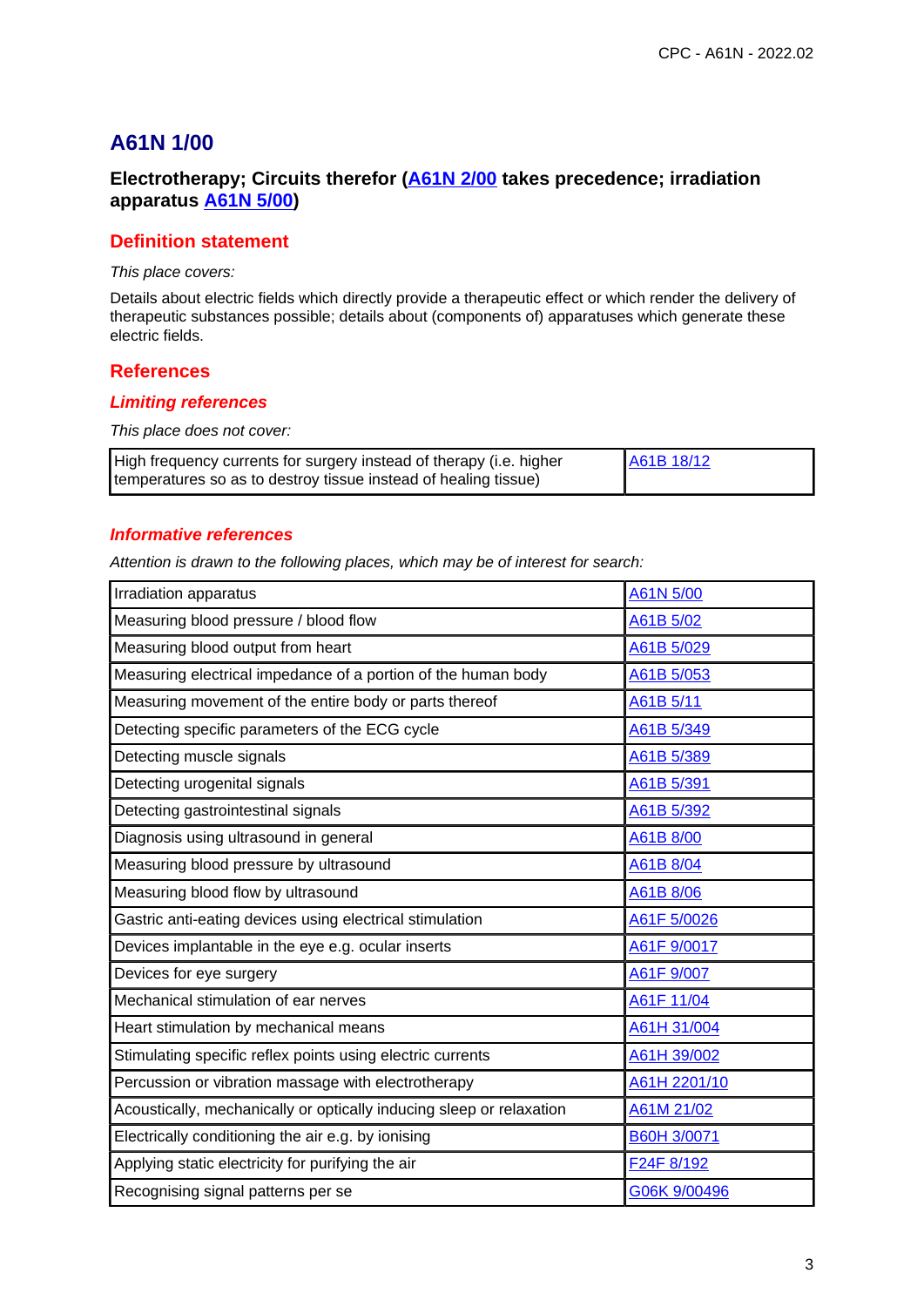# A61N 1/00

## Electrotherapy; Circuits therefor (A61N 2/00 takes precedence; irradiation apparatus A61N 5/00)

## Definition statement

*This place covers:*

Details about electric fields which directly provide a therapeutic effect or which render the delivery of therapeutic substances possible; details about (components of) apparatuses which generate these electric fields.

## References

### *Limiting references*

*This place does not cover:*

| | |
|---|---|
| High frequency currents for surgery instead of therapy (i.e. higher temperatures so as to destroy tissue instead of healing tissue) | A61B 18/12 |

### *Informative references*

*Attention is drawn to the following places, which may be of interest for search:*

| | |
|---|---|
| Irradiation apparatus | A61N 5/00 |
| Measuring blood pressure / blood flow | A61B 5/02 |
| Measuring blood output from heart | A61B 5/029 |
| Measuring electrical impedance of a portion of the human body | A61B 5/053 |
| Measuring movement of the entire body or parts thereof | A61B 5/11 |
| Detecting specific parameters of the ECG cycle | A61B 5/349 |
| Detecting muscle signals | A61B 5/389 |
| Detecting urogenital signals | A61B 5/391 |
| Detecting gastrointestinal signals | A61B 5/392 |
| Diagnosis using ultrasound in general | A61B 8/00 |
| Measuring blood pressure by ultrasound | A61B 8/04 |
| Measuring blood flow by ultrasound | A61B 8/06 |
| Gastric anti-eating devices using electrical stimulation | A61F 5/0026 |
| Devices implantable in the eye e.g. ocular inserts | A61F 9/0017 |
| Devices for eye surgery | A61F 9/007 |
| Mechanical stimulation of ear nerves | A61F 11/04 |
| Heart stimulation by mechanical means | A61H 31/004 |
| Stimulating specific reflex points using electric currents | A61H 39/002 |
| Percussion or vibration massage with electrotherapy | A61H 2201/10 |
| Acoustically, mechanically or optically inducing sleep or relaxation | A61M 21/02 |
| Electrically conditioning the air e.g. by ionising | B60H 3/0071 |
| Applying static electricity for purifying the air | F24F 8/192 |
| Recognising signal patterns per se | G06K 9/00496 |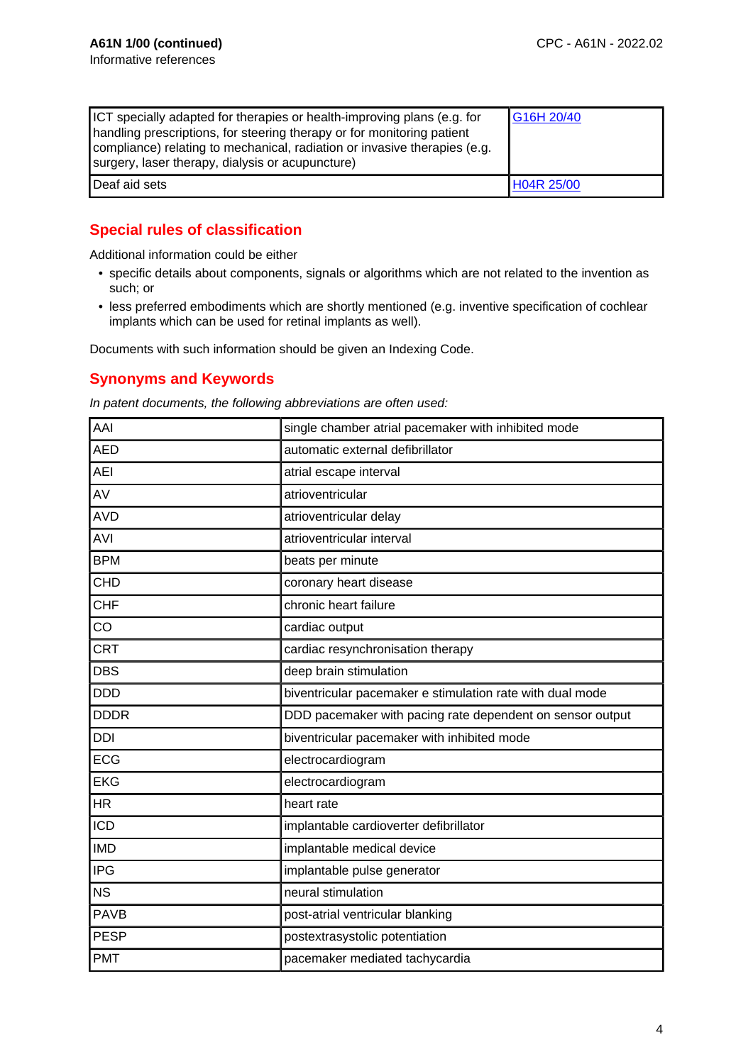**A61N 1/00 (continued)**
Informative references

| | |
|---|---|
| ICT specially adapted for therapies or health-improving plans (e.g. for handling prescriptions, for steering therapy or for monitoring patient compliance) relating to mechanical, radiation or invasive therapies (e.g. surgery, laser therapy, dialysis or acupuncture) | G16H 20/40 |
| Deaf aid sets | H04R 25/00 |

## Special rules of classification

Additional information could be either

- specific details about components, signals or algorithms which are not related to the invention as such; or
- less preferred embodiments which are shortly mentioned (e.g. inventive specification of cochlear implants which can be used for retinal implants as well).

Documents with such information should be given an Indexing Code.

## Synonyms and Keywords

*In patent documents, the following abbreviations are often used:*

| | |
|---|---|
| AAI | single chamber atrial pacemaker with inhibited mode |
| AED | automatic external defibrillator |
| AEI | atrial escape interval |
| AV | atrioventricular |
| AVD | atrioventricular delay |
| AVI | atrioventricular interval |
| BPM | beats per minute |
| CHD | coronary heart disease |
| CHF | chronic heart failure |
| CO | cardiac output |
| CRT | cardiac resynchronisation therapy |
| DBS | deep brain stimulation |
| DDD | biventricular pacemaker e stimulation rate with dual mode |
| DDDR | DDD pacemaker with pacing rate dependent on sensor output |
| DDI | biventricular pacemaker with inhibited mode |
| ECG | electrocardiogram |
| EKG | electrocardiogram |
| HR | heart rate |
| ICD | implantable cardioverter defibrillator |
| IMD | implantable medical device |
| IPG | implantable pulse generator |
| NS | neural stimulation |
| PAVB | post-atrial ventricular blanking |
| PESP | postextrasystolic potentiation |
| PMT | pacemaker mediated tachycardia |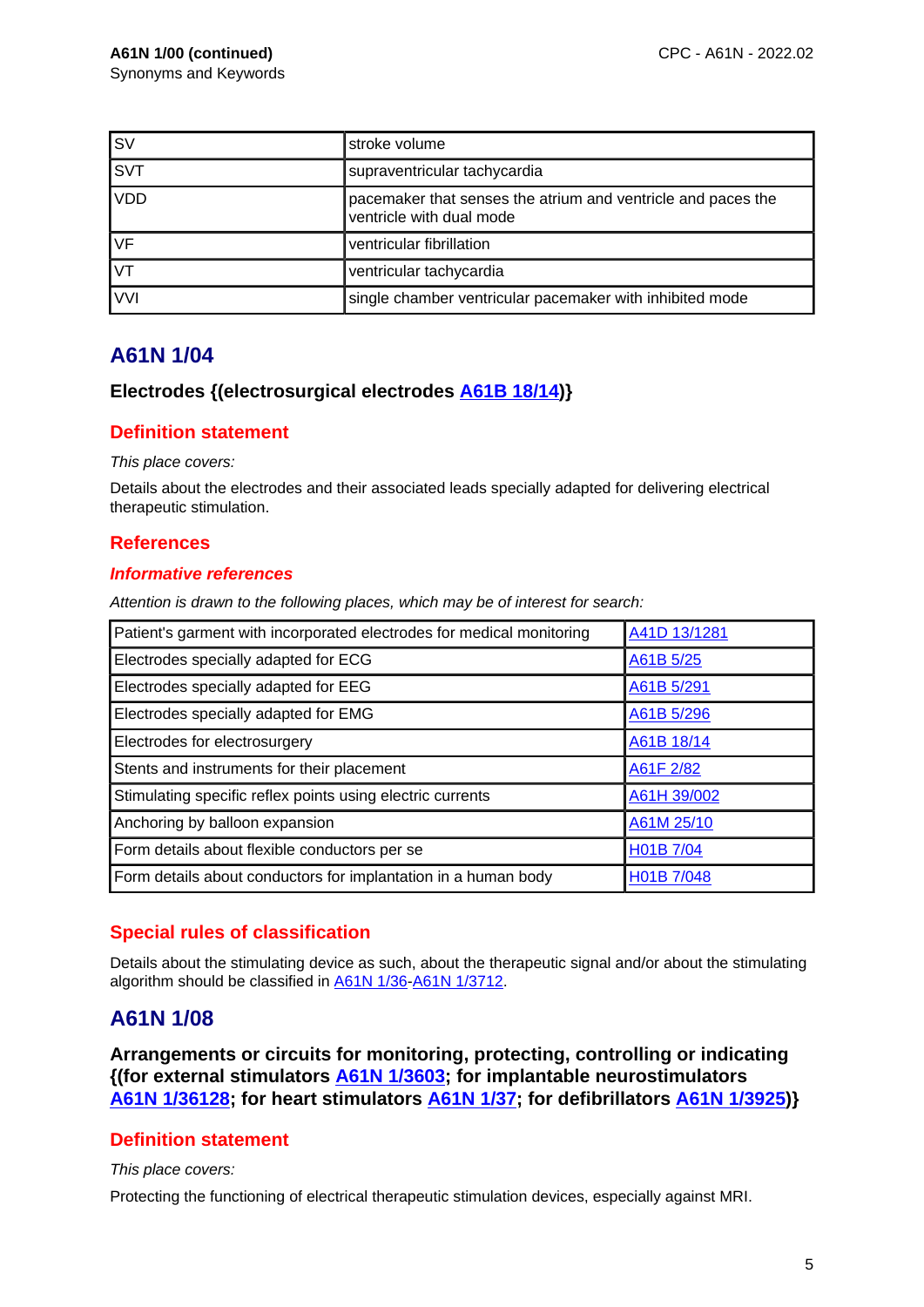| SV | stroke volume |
|---|---|
| SVT | supraventricular tachycardia |
| VDD | pacemaker that senses the atrium and ventricle and paces the ventricle with dual mode |
| VF | ventricular fibrillation |
| VT | ventricular tachycardia |
| VVI | single chamber ventricular pacemaker with inhibited mode |

## A61N 1/04

### Electrodes {(electrosurgical electrodes A61B 18/14)}

#### Definition statement

*This place covers:*

Details about the electrodes and their associated leads specially adapted for delivering electrical therapeutic stimulation.

#### References

##### *Informative references*

*Attention is drawn to the following places, which may be of interest for search:*

| Patient's garment with incorporated electrodes for medical monitoring | A41D 13/1281 |
|---|---|
| Electrodes specially adapted for ECG | A61B 5/25 |
| Electrodes specially adapted for EEG | A61B 5/291 |
| Electrodes specially adapted for EMG | A61B 5/296 |
| Electrodes for electrosurgery | A61B 18/14 |
| Stents and instruments for their placement | A61F 2/82 |
| Stimulating specific reflex points using electric currents | A61H 39/002 |
| Anchoring by balloon expansion | A61M 25/10 |
| Form details about flexible conductors per se | H01B 7/04 |
| Form details about conductors for implantation in a human body | H01B 7/048 |

#### Special rules of classification

Details about the stimulating device as such, about the therapeutic signal and/or about the stimulating algorithm should be classified in A61N 1/36-A61N 1/3712.

## A61N 1/08

### Arrangements or circuits for monitoring, protecting, controlling or indicating {(for external stimulators A61N 1/3603; for implantable neurostimulators A61N 1/36128; for heart stimulators A61N 1/37; for defibrillators A61N 1/3925)}

#### Definition statement

*This place covers:*

Protecting the functioning of electrical therapeutic stimulation devices, especially against MRI.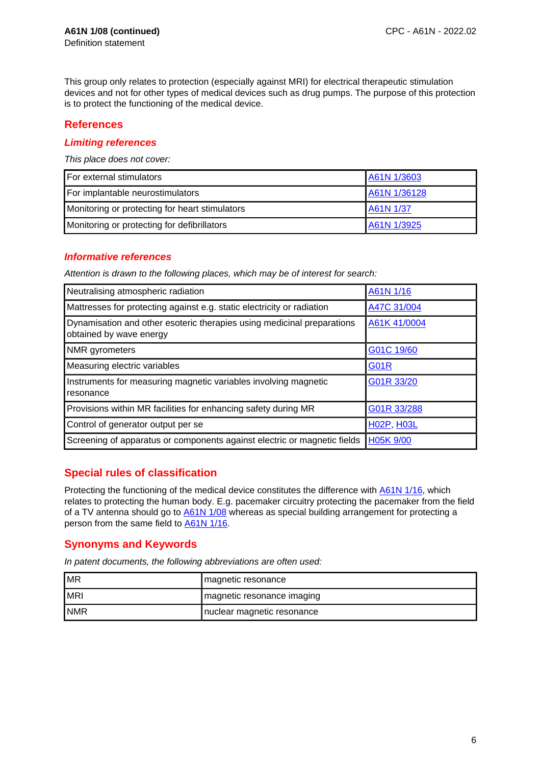**A61N 1/08 (continued)**
Definition statement

This group only relates to protection (especially against MRI) for electrical therapeutic stimulation devices and not for other types of medical devices such as drug pumps. The purpose of this protection is to protect the functioning of the medical device.

## References

### *Limiting references*

*This place does not cover:*

| | |
|---|---|
| For external stimulators | A61N 1/3603 |
| For implantable neurostimulators | A61N 1/36128 |
| Monitoring or protecting for heart stimulators | A61N 1/37 |
| Monitoring or protecting for defibrillators | A61N 1/3925 |

### *Informative references*

*Attention is drawn to the following places, which may be of interest for search:*

| | |
|---|---|
| Neutralising atmospheric radiation | A61N 1/16 |
| Mattresses for protecting against e.g. static electricity or radiation | A47C 31/004 |
| Dynamisation and other esoteric therapies using medicinal preparations obtained by wave energy | A61K 41/0004 |
| NMR gyrometers | G01C 19/60 |
| Measuring electric variables | G01R |
| Instruments for measuring magnetic variables involving magnetic resonance | G01R 33/20 |
| Provisions within MR facilities for enhancing safety during MR | G01R 33/288 |
| Control of generator output per se | H02P, H03L |
| Screening of apparatus or components against electric or magnetic fields | H05K 9/00 |

## Special rules of classification

Protecting the functioning of the medical device constitutes the difference with A61N 1/16, which relates to protecting the human body. E.g. pacemaker circuitry protecting the pacemaker from the field of a TV antenna should go to A61N 1/08 whereas as special building arrangement for protecting a person from the same field to A61N 1/16.

## Synonyms and Keywords

*In patent documents, the following abbreviations are often used:*

| | |
|---|---|
| MR | magnetic resonance |
| MRI | magnetic resonance imaging |
| NMR | nuclear magnetic resonance |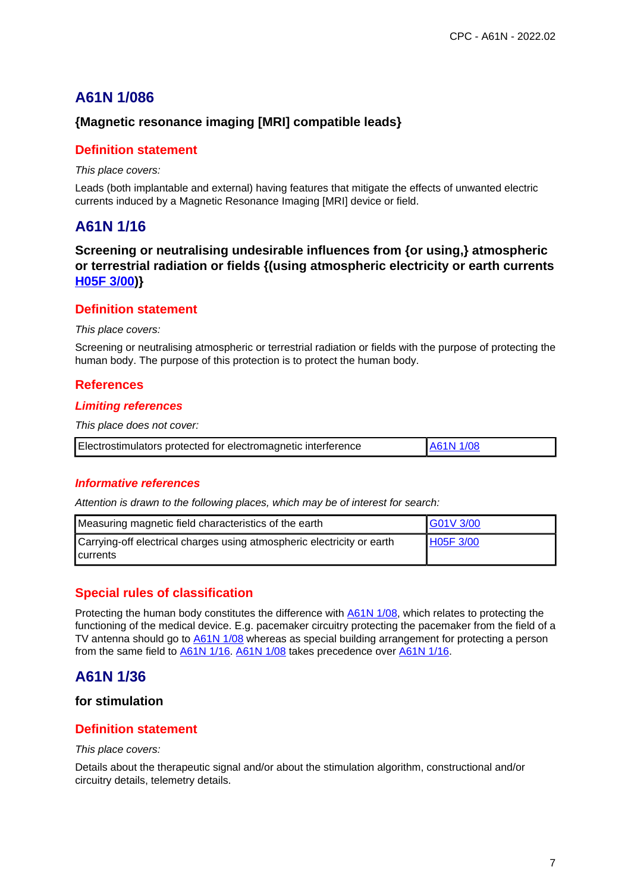## A61N 1/086

### {Magnetic resonance imaging [MRI] compatible leads}

### Definition statement

*This place covers:*

Leads (both implantable and external) having features that mitigate the effects of unwanted electric currents induced by a Magnetic Resonance Imaging [MRI] device or field.

## A61N 1/16

### Screening or neutralising undesirable influences from {or using,} atmospheric or terrestrial radiation or fields {(using atmospheric electricity or earth currents H05F 3/00)}

### Definition statement

*This place covers:*

Screening or neutralising atmospheric or terrestrial radiation or fields with the purpose of protecting the human body. The purpose of this protection is to protect the human body.

### References

#### *Limiting references*

*This place does not cover:*

| | |
|---|---|
| Electrostimulators protected for electromagnetic interference | A61N 1/08 |

#### *Informative references*

*Attention is drawn to the following places, which may be of interest for search:*

| | |
|---|---|
| Measuring magnetic field characteristics of the earth | G01V 3/00 |
| Carrying-off electrical charges using atmospheric electricity or earth currents | H05F 3/00 |

### Special rules of classification

Protecting the human body constitutes the difference with A61N 1/08, which relates to protecting the functioning of the medical device. E.g. pacemaker circuitry protecting the pacemaker from the field of a TV antenna should go to A61N 1/08 whereas as special building arrangement for protecting a person from the same field to A61N 1/16. A61N 1/08 takes precedence over A61N 1/16.

## A61N 1/36

### for stimulation

### Definition statement

*This place covers:*

Details about the therapeutic signal and/or about the stimulation algorithm, constructional and/or circuitry details, telemetry details.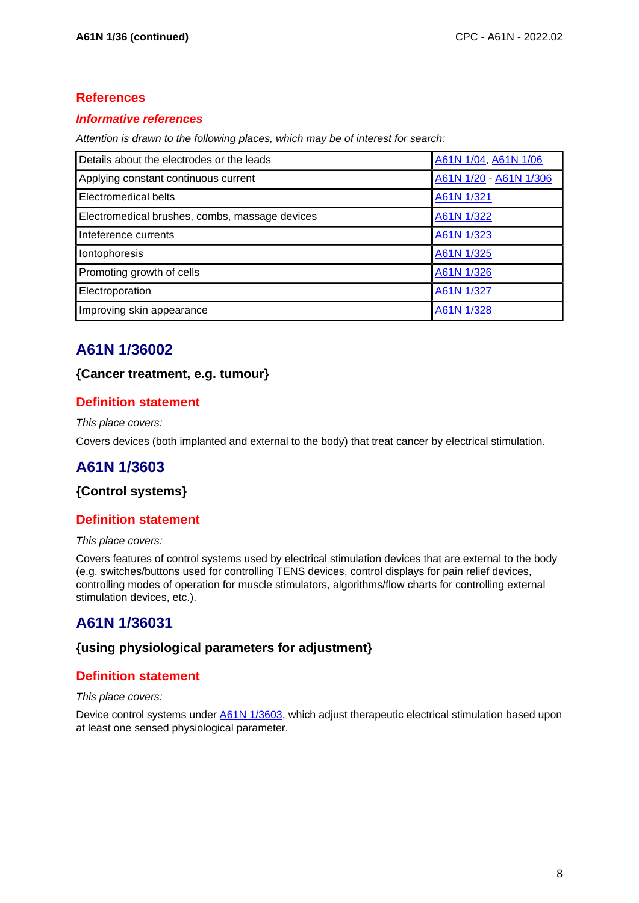## References

### *Informative references*

*Attention is drawn to the following places, which may be of interest for search:*

| | |
|---|---|
| Details about the electrodes or the leads | A61N 1/04, A61N 1/06 |
| Applying constant continuous current | A61N 1/20 - A61N 1/306 |
| Electromedical belts | A61N 1/321 |
| Electromedical brushes, combs, massage devices | A61N 1/322 |
| Inteference currents | A61N 1/323 |
| Iontophoresis | A61N 1/325 |
| Promoting growth of cells | A61N 1/326 |
| Electroporation | A61N 1/327 |
| Improving skin appearance | A61N 1/328 |

# A61N 1/36002

### {Cancer treatment, e.g. tumour}

## Definition statement

*This place covers:*

Covers devices (both implanted and external to the body) that treat cancer by electrical stimulation.

# A61N 1/3603

### {Control systems}

## Definition statement

*This place covers:*

Covers features of control systems used by electrical stimulation devices that are external to the body (e.g. switches/buttons used for controlling TENS devices, control displays for pain relief devices, controlling modes of operation for muscle stimulators, algorithms/flow charts for controlling external stimulation devices, etc.).

# A61N 1/36031

### {using physiological parameters for adjustment}

## Definition statement

*This place covers:*

Device control systems under A61N 1/3603, which adjust therapeutic electrical stimulation based upon at least one sensed physiological parameter.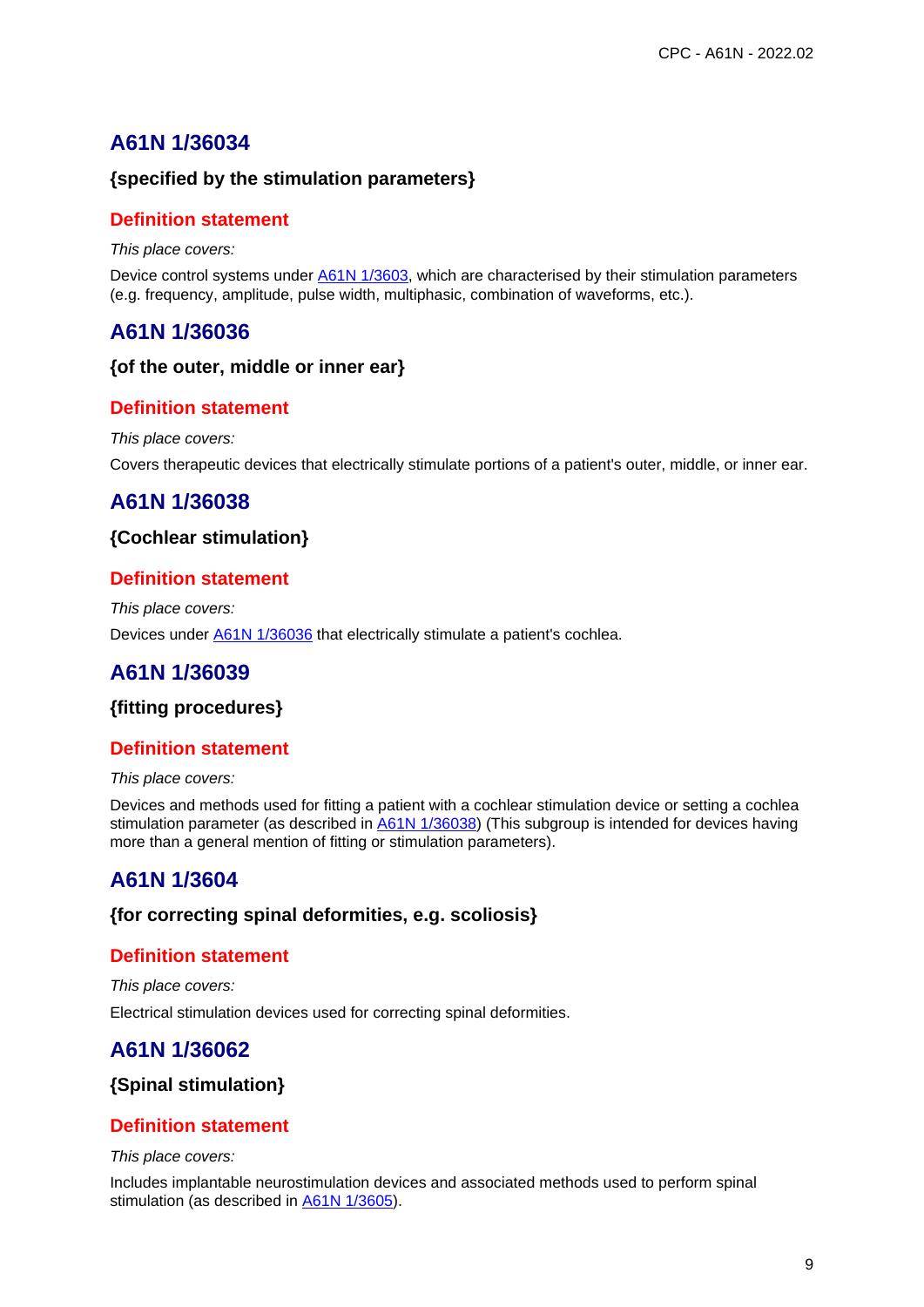## A61N 1/36034

### {specified by the stimulation parameters}

#### Definition statement

*This place covers:*

Device control systems under A61N 1/3603, which are characterised by their stimulation parameters (e.g. frequency, amplitude, pulse width, multiphasic, combination of waveforms, etc.).

## A61N 1/36036

### {of the outer, middle or inner ear}

#### Definition statement

*This place covers:*

Covers therapeutic devices that electrically stimulate portions of a patient's outer, middle, or inner ear.

## A61N 1/36038

### {Cochlear stimulation}

#### Definition statement

*This place covers:*

Devices under A61N 1/36036 that electrically stimulate a patient's cochlea.

## A61N 1/36039

### {fitting procedures}

#### Definition statement

*This place covers:*

Devices and methods used for fitting a patient with a cochlear stimulation device or setting a cochlea stimulation parameter (as described in A61N 1/36038) (This subgroup is intended for devices having more than a general mention of fitting or stimulation parameters).

## A61N 1/3604

### {for correcting spinal deformities, e.g. scoliosis}

#### Definition statement

*This place covers:*

Electrical stimulation devices used for correcting spinal deformities.

## A61N 1/36062

### {Spinal stimulation}

#### Definition statement

*This place covers:*

Includes implantable neurostimulation devices and associated methods used to perform spinal stimulation (as described in A61N 1/3605).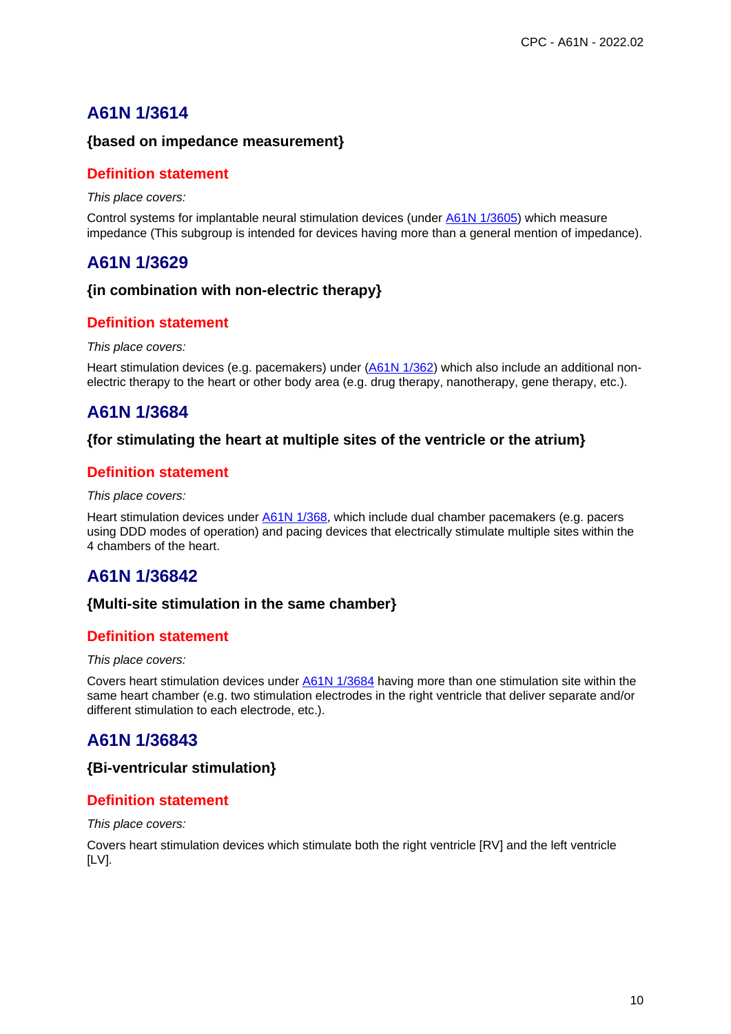## A61N 1/3614

### {based on impedance measurement}

#### Definition statement

*This place covers:*

Control systems for implantable neural stimulation devices (under A61N 1/3605) which measure impedance (This subgroup is intended for devices having more than a general mention of impedance).

## A61N 1/3629

### {in combination with non-electric therapy}

#### Definition statement

*This place covers:*

Heart stimulation devices (e.g. pacemakers) under (A61N 1/362) which also include an additional non-electric therapy to the heart or other body area (e.g. drug therapy, nanotherapy, gene therapy, etc.).

## A61N 1/3684

### {for stimulating the heart at multiple sites of the ventricle or the atrium}

#### Definition statement

*This place covers:*

Heart stimulation devices under A61N 1/368, which include dual chamber pacemakers (e.g. pacers using DDD modes of operation) and pacing devices that electrically stimulate multiple sites within the 4 chambers of the heart.

## A61N 1/36842

### {Multi-site stimulation in the same chamber}

#### Definition statement

*This place covers:*

Covers heart stimulation devices under A61N 1/3684 having more than one stimulation site within the same heart chamber (e.g. two stimulation electrodes in the right ventricle that deliver separate and/or different stimulation to each electrode, etc.).

## A61N 1/36843

### {Bi-ventricular stimulation}

#### Definition statement

*This place covers:*

Covers heart stimulation devices which stimulate both the right ventricle [RV] and the left ventricle [LV].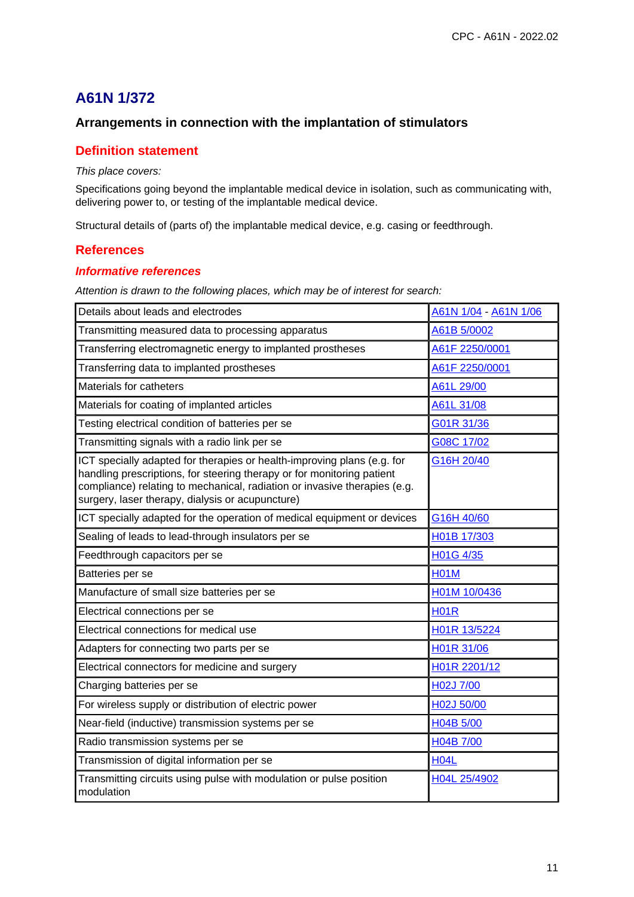# A61N 1/372

## Arrangements in connection with the implantation of stimulators

### Definition statement

*This place covers:*

Specifications going beyond the implantable medical device in isolation, such as communicating with, delivering power to, or testing of the implantable medical device.

Structural details of (parts of) the implantable medical device, e.g. casing or feedthrough.

### References

#### *Informative references*

*Attention is drawn to the following places, which may be of interest for search:*

| | |
|---|---|
| Details about leads and electrodes | A61N 1/04 - A61N 1/06 |
| Transmitting measured data to processing apparatus | A61B 5/0002 |
| Transferring electromagnetic energy to implanted prostheses | A61F 2250/0001 |
| Transferring data to implanted prostheses | A61F 2250/0001 |
| Materials for catheters | A61L 29/00 |
| Materials for coating of implanted articles | A61L 31/08 |
| Testing electrical condition of batteries per se | G01R 31/36 |
| Transmitting signals with a radio link per se | G08C 17/02 |
| ICT specially adapted for therapies or health-improving plans (e.g. for handling prescriptions, for steering therapy or for monitoring patient compliance) relating to mechanical, radiation or invasive therapies (e.g. surgery, laser therapy, dialysis or acupuncture) | G16H 20/40 |
| ICT specially adapted for the operation of medical equipment or devices | G16H 40/60 |
| Sealing of leads to lead-through insulators per se | H01B 17/303 |
| Feedthrough capacitors per se | H01G 4/35 |
| Batteries per se | H01M |
| Manufacture of small size batteries per se | H01M 10/0436 |
| Electrical connections per se | H01R |
| Electrical connections for medical use | H01R 13/5224 |
| Adapters for connecting two parts per se | H01R 31/06 |
| Electrical connectors for medicine and surgery | H01R 2201/12 |
| Charging batteries per se | H02J 7/00 |
| For wireless supply or distribution of electric power | H02J 50/00 |
| Near-field (inductive) transmission systems per se | H04B 5/00 |
| Radio transmission systems per se | H04B 7/00 |
| Transmission of digital information per se | H04L |
| Transmitting circuits using pulse with modulation or pulse position modulation | H04L 25/4902 |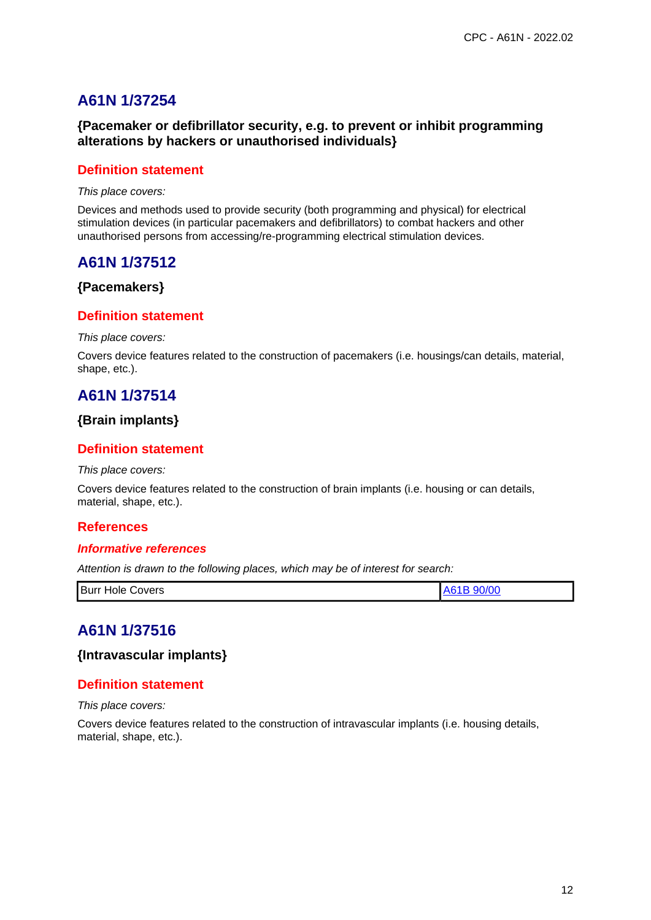## A61N 1/37254

**{Pacemaker or defibrillator security, e.g. to prevent or inhibit programming alterations by hackers or unauthorised individuals}**

### Definition statement

*This place covers:*

Devices and methods used to provide security (both programming and physical) for electrical stimulation devices (in particular pacemakers and defibrillators) to combat hackers and other unauthorised persons from accessing/re-programming electrical stimulation devices.

## A61N 1/37512

**{Pacemakers}**

### Definition statement

*This place covers:*

Covers device features related to the construction of pacemakers (i.e. housings/can details, material, shape, etc.).

## A61N 1/37514

**{Brain implants}**

### Definition statement

*This place covers:*

Covers device features related to the construction of brain implants (i.e. housing or can details, material, shape, etc.).

### References

#### *Informative references*

*Attention is drawn to the following places, which may be of interest for search:*

| | |
|---|---|
| Burr Hole Covers | A61B 90/00 |

## A61N 1/37516

**{Intravascular implants}**

### Definition statement

*This place covers:*

Covers device features related to the construction of intravascular implants (i.e. housing details, material, shape, etc.).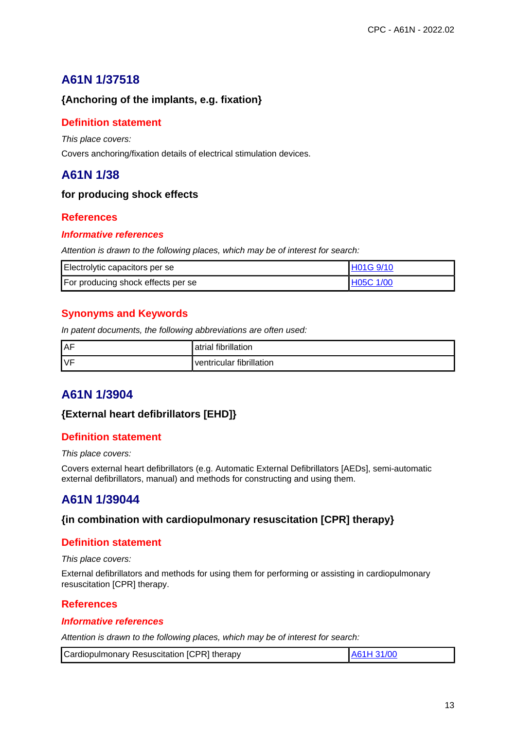## A61N 1/37518

### {Anchoring of the implants, e.g. fixation}

#### Definition statement

*This place covers:*

Covers anchoring/fixation details of electrical stimulation devices.

## A61N 1/38

### for producing shock effects

#### References

##### *Informative references*

*Attention is drawn to the following places, which may be of interest for search:*

| Electrolytic capacitors per se | H01G 9/10 |
|---|---|
| For producing shock effects per se | H05C 1/00 |

#### Synonyms and Keywords

*In patent documents, the following abbreviations are often used:*

| AF | atrial fibrillation |
|---|---|
| VF | ventricular fibrillation |

## A61N 1/3904

### {External heart defibrillators [EHD]}

#### Definition statement

*This place covers:*

Covers external heart defibrillators (e.g. Automatic External Defibrillators [AEDs], semi-automatic external defibrillators, manual) and methods for constructing and using them.

## A61N 1/39044

### {in combination with cardiopulmonary resuscitation [CPR] therapy}

#### Definition statement

*This place covers:*

External defibrillators and methods for using them for performing or assisting in cardiopulmonary resuscitation [CPR] therapy.

#### References

##### *Informative references*

*Attention is drawn to the following places, which may be of interest for search:*

| Cardiopulmonary Resuscitation [CPR] therapy | A61H 31/00 |
|---|---|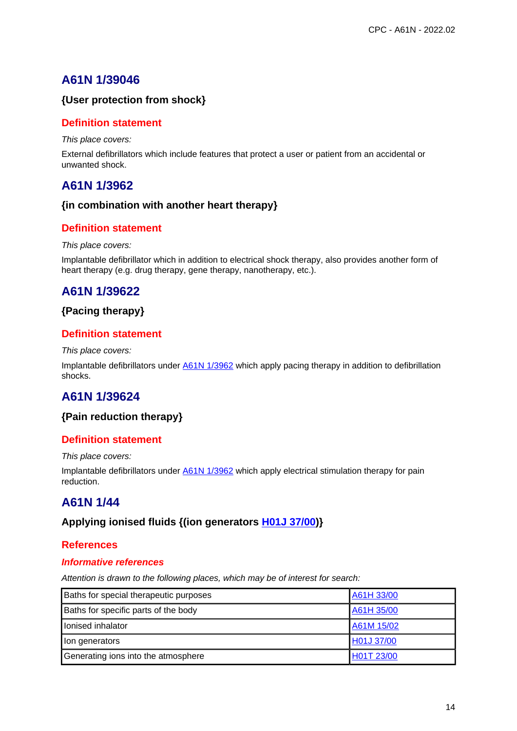## A61N 1/39046

### {User protection from shock}

#### Definition statement

*This place covers:*

External defibrillators which include features that protect a user or patient from an accidental or unwanted shock.

## A61N 1/3962

### {in combination with another heart therapy}

#### Definition statement

*This place covers:*

Implantable defibrillator which in addition to electrical shock therapy, also provides another form of heart therapy (e.g. drug therapy, gene therapy, nanotherapy, etc.).

## A61N 1/39622

### {Pacing therapy}

#### Definition statement

*This place covers:*

Implantable defibrillators under A61N 1/3962 which apply pacing therapy in addition to defibrillation shocks.

## A61N 1/39624

### {Pain reduction therapy}

#### Definition statement

*This place covers:*

Implantable defibrillators under A61N 1/3962 which apply electrical stimulation therapy for pain reduction.

## A61N 1/44

### Applying ionised fluids {(ion generators H01J 37/00)}

#### References

##### *Informative references*

*Attention is drawn to the following places, which may be of interest for search:*

| | |
|---|---|
| Baths for special therapeutic purposes | A61H 33/00 |
| Baths for specific parts of the body | A61H 35/00 |
| Ionised inhalator | A61M 15/02 |
| Ion generators | H01J 37/00 |
| Generating ions into the atmosphere | H01T 23/00 |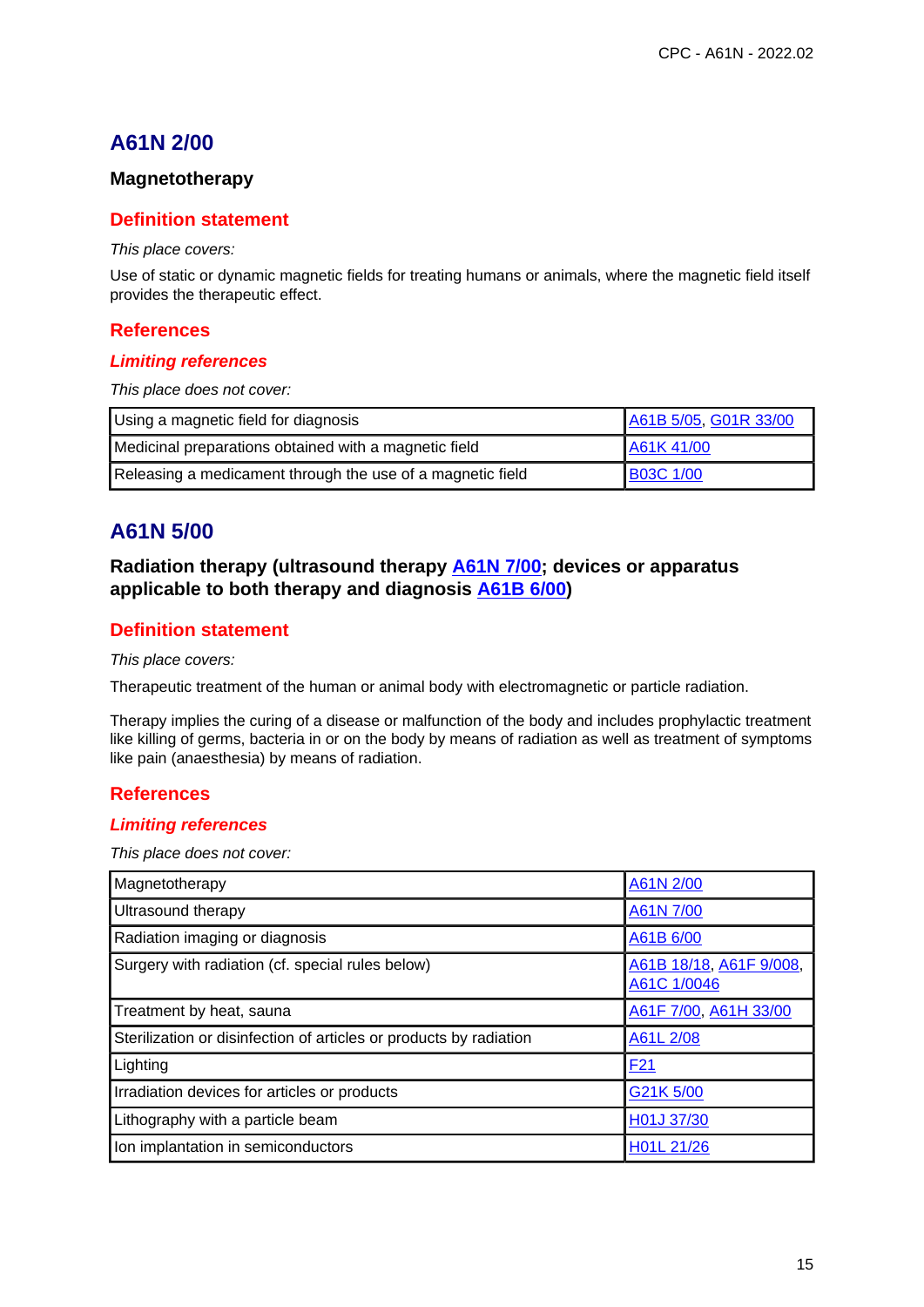## A61N 2/00

### Magnetotherapy

### Definition statement

*This place covers:*

Use of static or dynamic magnetic fields for treating humans or animals, where the magnetic field itself provides the therapeutic effect.

### References

#### *Limiting references*

*This place does not cover:*

| | |
|---|---|
| Using a magnetic field for diagnosis | A61B 5/05, G01R 33/00 |
| Medicinal preparations obtained with a magnetic field | A61K 41/00 |
| Releasing a medicament through the use of a magnetic field | B03C 1/00 |

## A61N 5/00

### Radiation therapy (ultrasound therapy A61N 7/00; devices or apparatus applicable to both therapy and diagnosis A61B 6/00)

### Definition statement

*This place covers:*

Therapeutic treatment of the human or animal body with electromagnetic or particle radiation.

Therapy implies the curing of a disease or malfunction of the body and includes prophylactic treatment like killing of germs, bacteria in or on the body by means of radiation as well as treatment of symptoms like pain (anaesthesia) by means of radiation.

### References

#### *Limiting references*

*This place does not cover:*

| | |
|---|---|
| Magnetotherapy | A61N 2/00 |
| Ultrasound therapy | A61N 7/00 |
| Radiation imaging or diagnosis | A61B 6/00 |
| Surgery with radiation (cf. special rules below) | A61B 18/18, A61F 9/008, A61C 1/0046 |
| Treatment by heat, sauna | A61F 7/00, A61H 33/00 |
| Sterilization or disinfection of articles or products by radiation | A61L 2/08 |
| Lighting | F21 |
| Irradiation devices for articles or products | G21K 5/00 |
| Lithography with a particle beam | H01J 37/30 |
| Ion implantation in semiconductors | H01L 21/26 |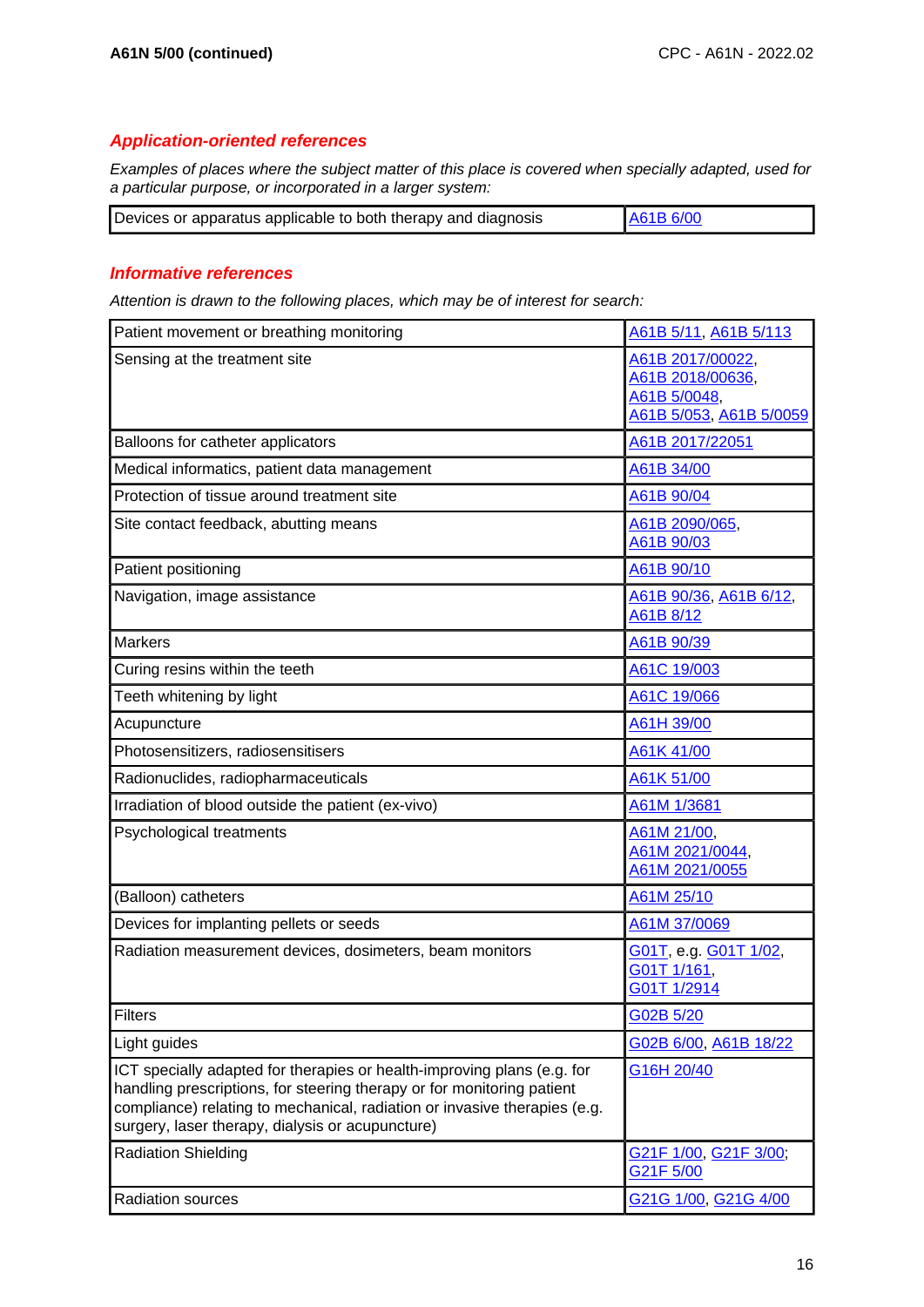## *Application-oriented references*

*Examples of places where the subject matter of this place is covered when specially adapted, used for a particular purpose, or incorporated in a larger system:*

| | |
|---|---|
| Devices or apparatus applicable to both therapy and diagnosis | A61B 6/00 |

## *Informative references*

*Attention is drawn to the following places, which may be of interest for search:*

| | |
|---|---|
| Patient movement or breathing monitoring | A61B 5/11, A61B 5/113 |
| Sensing at the treatment site | A61B 2017/00022, A61B 2018/00636, A61B 5/0048, A61B 5/053, A61B 5/0059 |
| Balloons for catheter applicators | A61B 2017/22051 |
| Medical informatics, patient data management | A61B 34/00 |
| Protection of tissue around treatment site | A61B 90/04 |
| Site contact feedback, abutting means | A61B 2090/065, A61B 90/03 |
| Patient positioning | A61B 90/10 |
| Navigation, image assistance | A61B 90/36, A61B 6/12, A61B 8/12 |
| Markers | A61B 90/39 |
| Curing resins within the teeth | A61C 19/003 |
| Teeth whitening by light | A61C 19/066 |
| Acupuncture | A61H 39/00 |
| Photosensitizers, radiosensitisers | A61K 41/00 |
| Radionuclides, radiopharmaceuticals | A61K 51/00 |
| Irradiation of blood outside the patient (ex-vivo) | A61M 1/3681 |
| Psychological treatments | A61M 21/00, A61M 2021/0044, A61M 2021/0055 |
| (Balloon) catheters | A61M 25/10 |
| Devices for implanting pellets or seeds | A61M 37/0069 |
| Radiation measurement devices, dosimeters, beam monitors | G01T, e.g. G01T 1/02, G01T 1/161, G01T 1/2914 |
| Filters | G02B 5/20 |
| Light guides | G02B 6/00, A61B 18/22 |
| ICT specially adapted for therapies or health-improving plans (e.g. for handling prescriptions, for steering therapy or for monitoring patient compliance) relating to mechanical, radiation or invasive therapies (e.g. surgery, laser therapy, dialysis or acupuncture) | G16H 20/40 |
| Radiation Shielding | G21F 1/00, G21F 3/00; G21F 5/00 |
| Radiation sources | G21G 1/00, G21G 4/00 |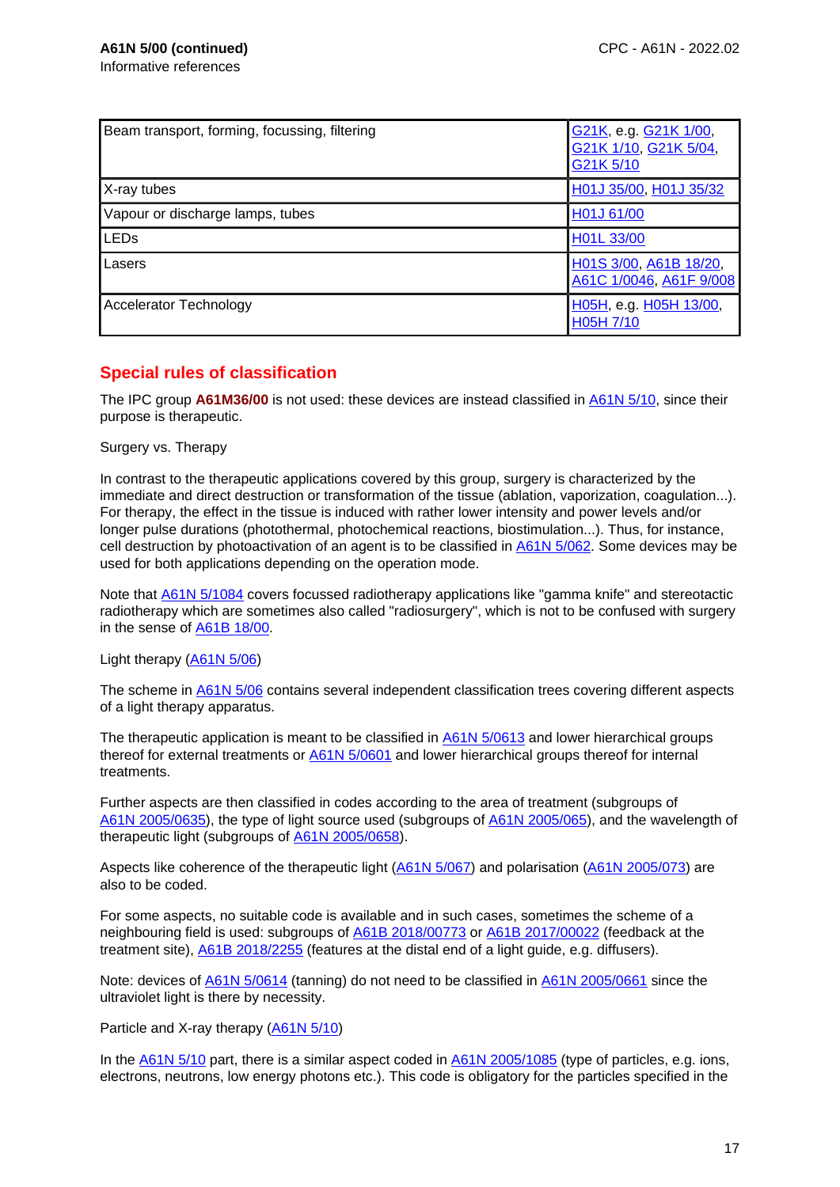**A61N 5/00 (continued)**

Informative references

| | |
|---|---|
| Beam transport, forming, focussing, filtering | G21K, e.g. G21K 1/00, G21K 1/10, G21K 5/04, G21K 5/10 |
| X-ray tubes | H01J 35/00, H01J 35/32 |
| Vapour or discharge lamps, tubes | H01J 61/00 |
| LEDs | H01L 33/00 |
| Lasers | H01S 3/00, A61B 18/20, A61C 1/0046, A61F 9/008 |
| Accelerator Technology | H05H, e.g. H05H 13/00, H05H 7/10 |

## Special rules of classification

The IPC group **A61M36/00** is not used: these devices are instead classified in A61N 5/10, since their purpose is therapeutic.

Surgery vs. Therapy

In contrast to the therapeutic applications covered by this group, surgery is characterized by the immediate and direct destruction or transformation of the tissue (ablation, vaporization, coagulation...). For therapy, the effect in the tissue is induced with rather lower intensity and power levels and/or longer pulse durations (photothermal, photochemical reactions, biostimulation...). Thus, for instance, cell destruction by photoactivation of an agent is to be classified in A61N 5/062. Some devices may be used for both applications depending on the operation mode.

Note that A61N 5/1084 covers focussed radiotherapy applications like "gamma knife" and stereotactic radiotherapy which are sometimes also called "radiosurgery", which is not to be confused with surgery in the sense of A61B 18/00.

Light therapy (A61N 5/06)

The scheme in A61N 5/06 contains several independent classification trees covering different aspects of a light therapy apparatus.

The therapeutic application is meant to be classified in A61N 5/0613 and lower hierarchical groups thereof for external treatments or A61N 5/0601 and lower hierarchical groups thereof for internal treatments.

Further aspects are then classified in codes according to the area of treatment (subgroups of A61N 2005/0635), the type of light source used (subgroups of A61N 2005/065), and the wavelength of therapeutic light (subgroups of A61N 2005/0658).

Aspects like coherence of the therapeutic light (A61N 5/067) and polarisation (A61N 2005/073) are also to be coded.

For some aspects, no suitable code is available and in such cases, sometimes the scheme of a neighbouring field is used: subgroups of A61B 2018/00773 or A61B 2017/00022 (feedback at the treatment site), A61B 2018/2255 (features at the distal end of a light guide, e.g. diffusers).

Note: devices of A61N 5/0614 (tanning) do not need to be classified in A61N 2005/0661 since the ultraviolet light is there by necessity.

Particle and X-ray therapy (A61N 5/10)

In the A61N 5/10 part, there is a similar aspect coded in A61N 2005/1085 (type of particles, e.g. ions, electrons, neutrons, low energy photons etc.). This code is obligatory for the particles specified in the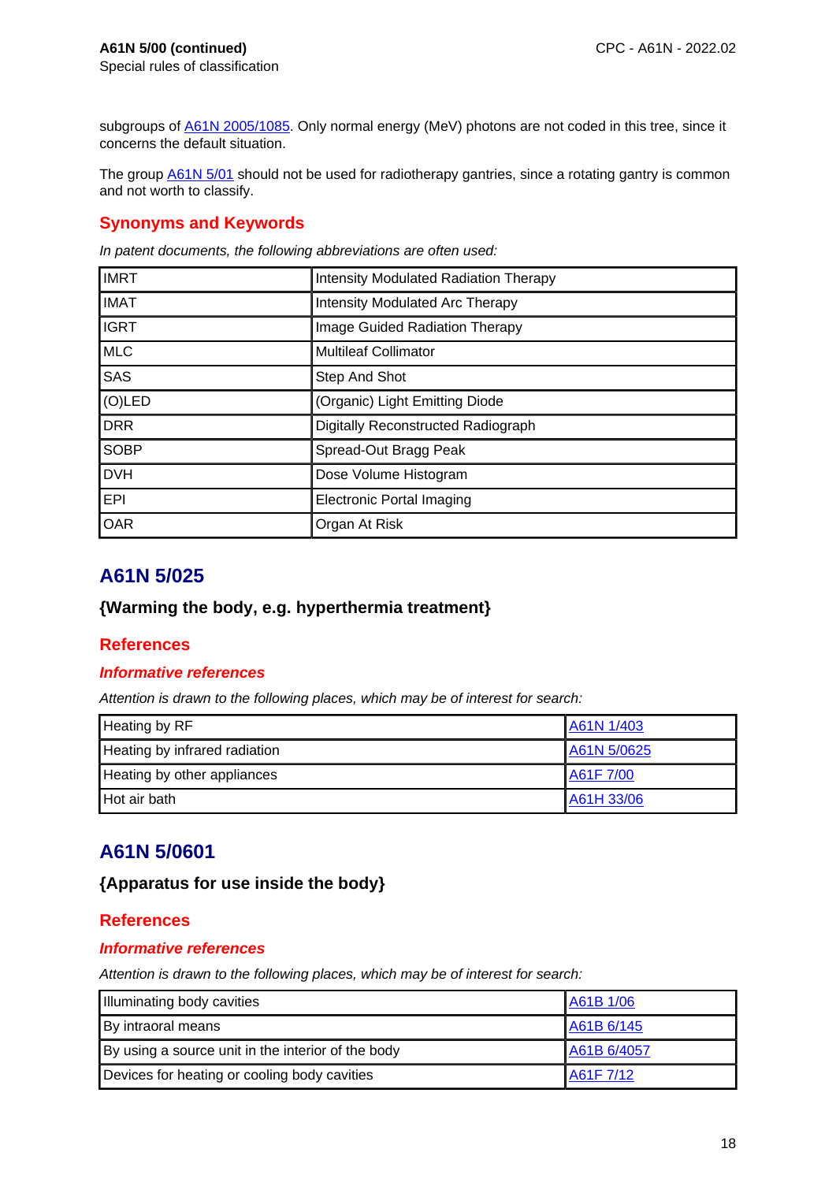subgroups of A61N 2005/1085. Only normal energy (MeV) photons are not coded in this tree, since it concerns the default situation.

The group A61N 5/01 should not be used for radiotherapy gantries, since a rotating gantry is common and not worth to classify.

### Synonyms and Keywords

*In patent documents, the following abbreviations are often used:*

| | |
|---|---|
| IMRT | Intensity Modulated Radiation Therapy |
| IMAT | Intensity Modulated Arc Therapy |
| IGRT | Image Guided Radiation Therapy |
| MLC | Multileaf Collimator |
| SAS | Step And Shot |
| (O)LED | (Organic) Light Emitting Diode |
| DRR | Digitally Reconstructed Radiograph |
| SOBP | Spread-Out Bragg Peak |
| DVH | Dose Volume Histogram |
| EPI | Electronic Portal Imaging |
| OAR | Organ At Risk |

## A61N 5/025

### {Warming the body, e.g. hyperthermia treatment}

### References

#### *Informative references*

*Attention is drawn to the following places, which may be of interest for search:*

| | |
|---|---|
| Heating by RF | A61N 1/403 |
| Heating by infrared radiation | A61N 5/0625 |
| Heating by other appliances | A61F 7/00 |
| Hot air bath | A61H 33/06 |

## A61N 5/0601

### {Apparatus for use inside the body}

### References

#### *Informative references*

*Attention is drawn to the following places, which may be of interest for search:*

| | |
|---|---|
| Illuminating body cavities | A61B 1/06 |
| By intraoral means | A61B 6/145 |
| By using a source unit in the interior of the body | A61B 6/4057 |
| Devices for heating or cooling body cavities | A61F 7/12 |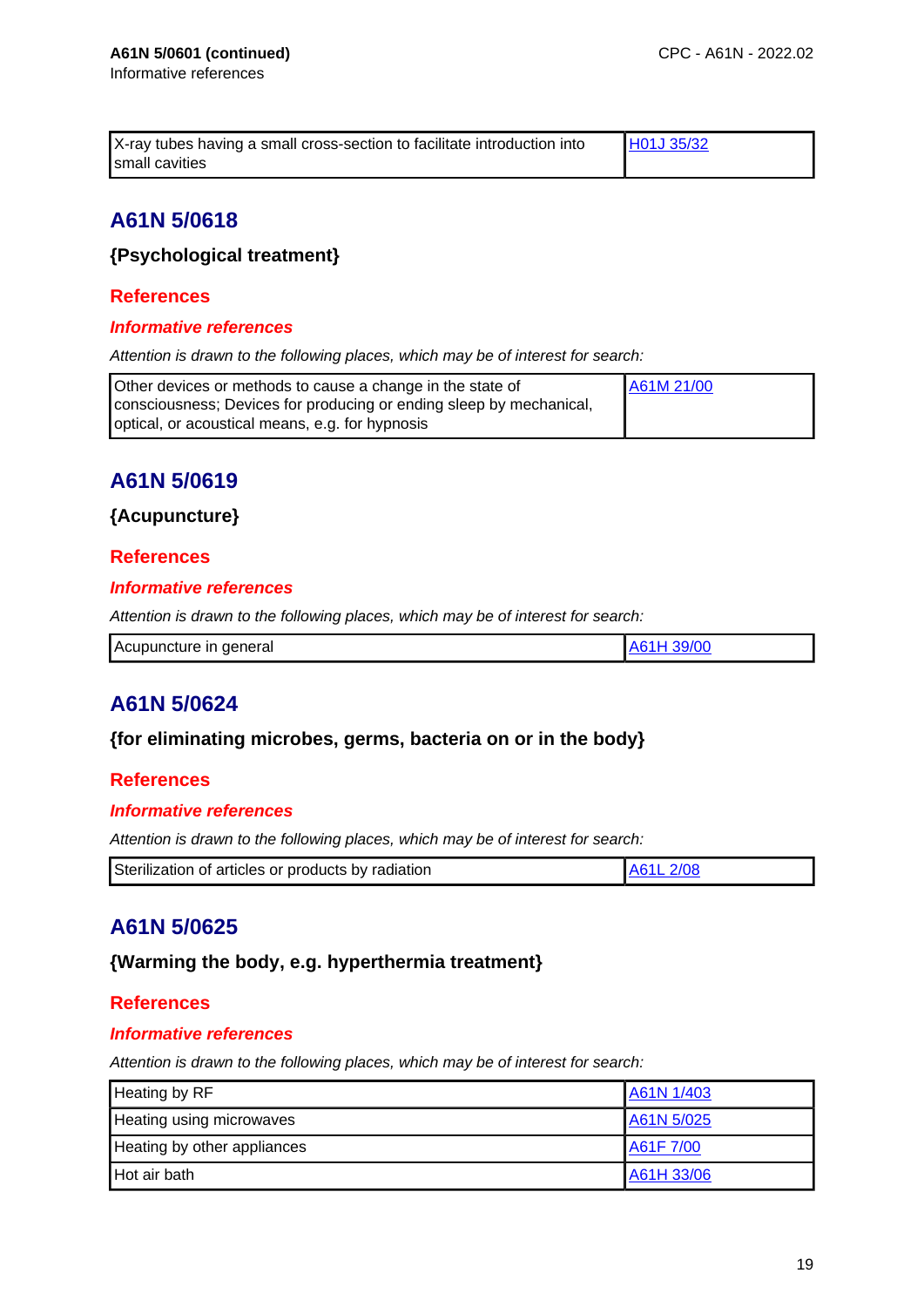**A61N 5/0601 (continued)**
Informative references

| X-ray tubes having a small cross-section to facilitate introduction into small cavities | H01J 35/32 |
|---|---|

## A61N 5/0618

### {Psychological treatment}

#### References

##### *Informative references*

*Attention is drawn to the following places, which may be of interest for search:*

| Other devices or methods to cause a change in the state of consciousness; Devices for producing or ending sleep by mechanical, optical, or acoustical means, e.g. for hypnosis | A61M 21/00 |
|---|---|

## A61N 5/0619

### {Acupuncture}

#### References

##### *Informative references*

*Attention is drawn to the following places, which may be of interest for search:*

| Acupuncture in general | A61H 39/00 |
|---|---|

## A61N 5/0624

### {for eliminating microbes, germs, bacteria on or in the body}

#### References

##### *Informative references*

*Attention is drawn to the following places, which may be of interest for search:*

| Sterilization of articles or products by radiation | A61L 2/08 |
|---|---|

## A61N 5/0625

### {Warming the body, e.g. hyperthermia treatment}

#### References

##### *Informative references*

*Attention is drawn to the following places, which may be of interest for search:*

| Heating by RF | A61N 1/403 |
|---|---|
| Heating using microwaves | A61N 5/025 |
| Heating by other appliances | A61F 7/00 |
| Hot air bath | A61H 33/06 |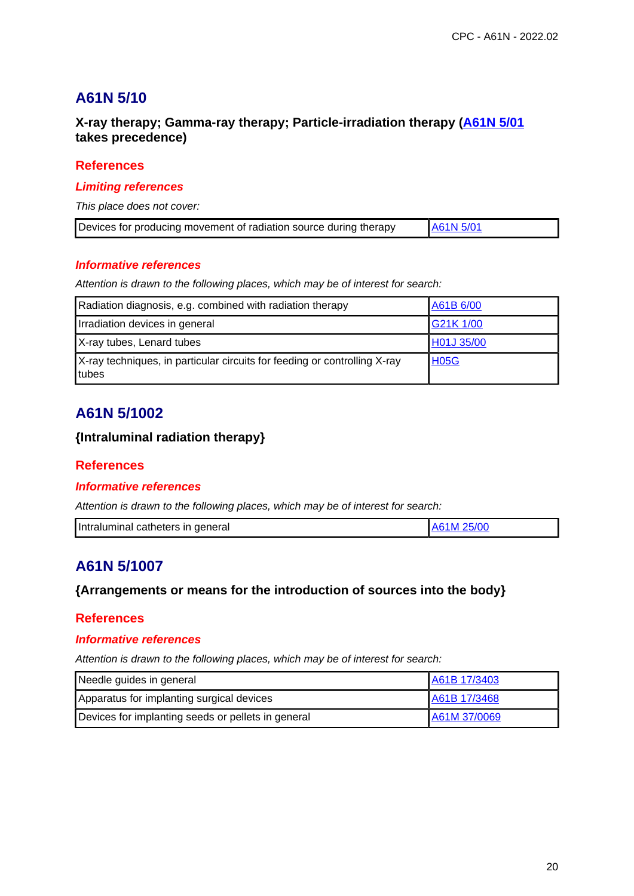## A61N 5/10

**X-ray therapy; Gamma-ray therapy; Particle-irradiation therapy (A61N 5/01 takes precedence)**

### References

#### *Limiting references*

*This place does not cover:*

| | |
|---|---|
| Devices for producing movement of radiation source during therapy | A61N 5/01 |

#### *Informative references*

*Attention is drawn to the following places, which may be of interest for search:*

| | |
|---|---|
| Radiation diagnosis, e.g. combined with radiation therapy | A61B 6/00 |
| Irradiation devices in general | G21K 1/00 |
| X-ray tubes, Lenard tubes | H01J 35/00 |
| X-ray techniques, in particular circuits for feeding or controlling X-ray tubes | H05G |

## A61N 5/1002

**{Intraluminal radiation therapy}**

### References

#### *Informative references*

*Attention is drawn to the following places, which may be of interest for search:*

| | |
|---|---|
| Intraluminal catheters in general | A61M 25/00 |

## A61N 5/1007

**{Arrangements or means for the introduction of sources into the body}**

### References

#### *Informative references*

*Attention is drawn to the following places, which may be of interest for search:*

| | |
|---|---|
| Needle guides in general | A61B 17/3403 |
| Apparatus for implanting surgical devices | A61B 17/3468 |
| Devices for implanting seeds or pellets in general | A61M 37/0069 |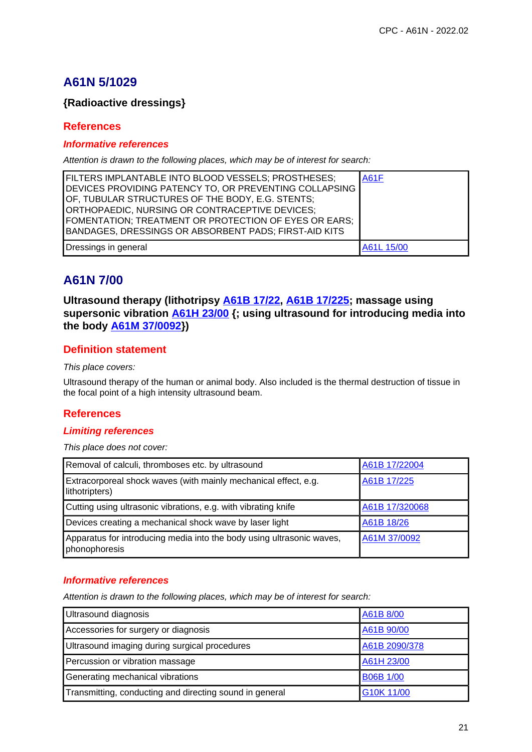## A61N 5/1029

**{Radioactive dressings}**

### References

#### *Informative references*

*Attention is drawn to the following places, which may be of interest for search:*

| | |
|---|---|
| FILTERS IMPLANTABLE INTO BLOOD VESSELS; PROSTHESES; DEVICES PROVIDING PATENCY TO, OR PREVENTING COLLAPSING OF, TUBULAR STRUCTURES OF THE BODY, E.G. STENTS; ORTHOPAEDIC, NURSING OR CONTRACEPTIVE DEVICES; FOMENTATION; TREATMENT OR PROTECTION OF EYES OR EARS; BANDAGES, DRESSINGS OR ABSORBENT PADS; FIRST-AID KITS | A61F |
| Dressings in general | A61L 15/00 |

## A61N 7/00

**Ultrasound therapy (lithotripsy A61B 17/22, A61B 17/225; massage using supersonic vibration A61H 23/00 {; using ultrasound for introducing media into the body A61M 37/0092})**

### Definition statement

*This place covers:*

Ultrasound therapy of the human or animal body. Also included is the thermal destruction of tissue in the focal point of a high intensity ultrasound beam.

### References

#### *Limiting references*

*This place does not cover:*

| | |
|---|---|
| Removal of calculi, thromboses etc. by ultrasound | A61B 17/22004 |
| Extracorporeal shock waves (with mainly mechanical effect, e.g. lithotripters) | A61B 17/225 |
| Cutting using ultrasonic vibrations, e.g. with vibrating knife | A61B 17/320068 |
| Devices creating a mechanical shock wave by laser light | A61B 18/26 |
| Apparatus for introducing media into the body using ultrasonic waves, phonophoresis | A61M 37/0092 |

#### *Informative references*

*Attention is drawn to the following places, which may be of interest for search:*

| | |
|---|---|
| Ultrasound diagnosis | A61B 8/00 |
| Accessories for surgery or diagnosis | A61B 90/00 |
| Ultrasound imaging during surgical procedures | A61B 2090/378 |
| Percussion or vibration massage | A61H 23/00 |
| Generating mechanical vibrations | B06B 1/00 |
| Transmitting, conducting and directing sound in general | G10K 11/00 |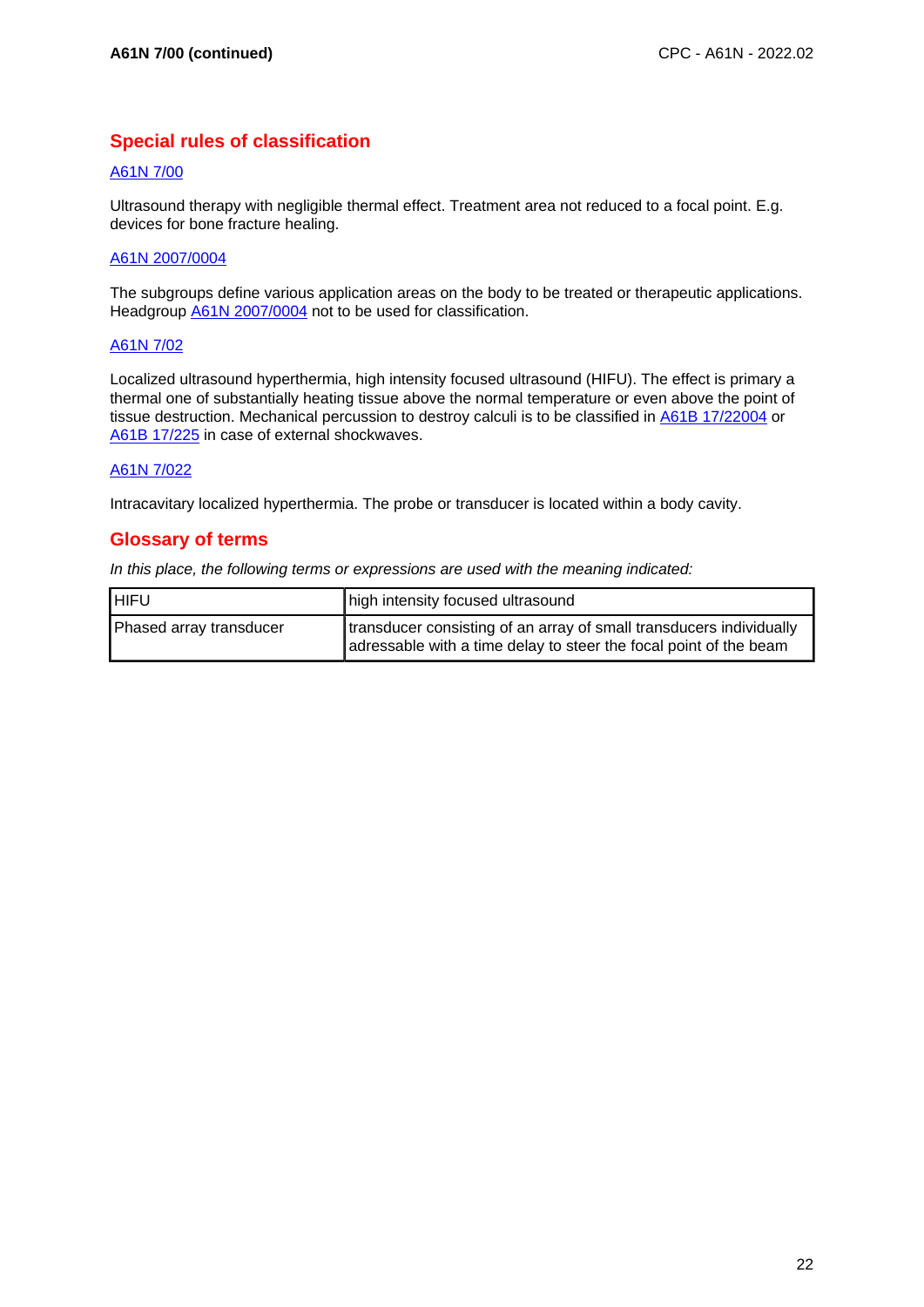## Special rules of classification

A61N 7/00

Ultrasound therapy with negligible thermal effect. Treatment area not reduced to a focal point. E.g. devices for bone fracture healing.

A61N 2007/0004

The subgroups define various application areas on the body to be treated or therapeutic applications. Headgroup A61N 2007/0004 not to be used for classification.

A61N 7/02

Localized ultrasound hyperthermia, high intensity focused ultrasound (HIFU). The effect is primary a thermal one of substantially heating tissue above the normal temperature or even above the point of tissue destruction. Mechanical percussion to destroy calculi is to be classified in A61B 17/22004 or A61B 17/225 in case of external shockwaves.

A61N 7/022

Intracavitary localized hyperthermia. The probe or transducer is located within a body cavity.

## Glossary of terms

*In this place, the following terms or expressions are used with the meaning indicated:*

| | |
|---|---|
| HIFU | high intensity focused ultrasound |
| Phased array transducer | transducer consisting of an array of small transducers individually adressable with a time delay to steer the focal point of the beam |